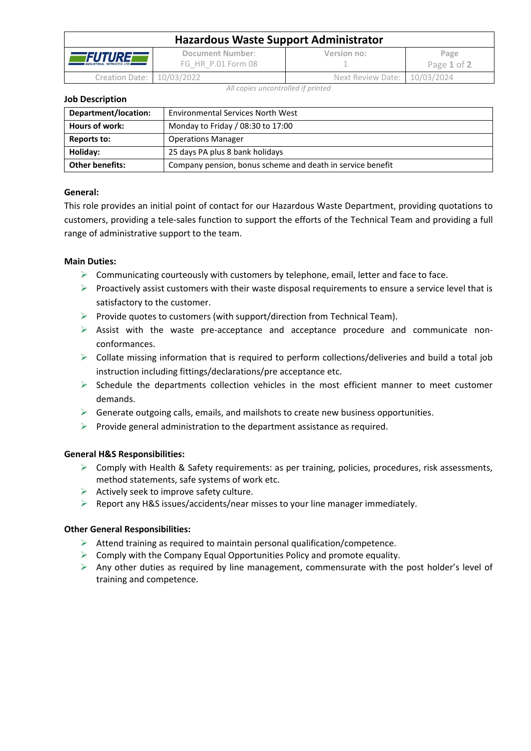# Hazardous Waste Support Administrator

| FUTURE INDUSTRIAL SERVICES LTD | Document Number: FG_HR_P.01 Form 08 | Version no: 1 | Page 1 of 2 |
|---|---|---|---|
| Creation Date: | 10/03/2022 | Next Review Date: | 10/03/2024 |

*All copies uncontrolled if printed*

**Job Description**

| **Department/location:** | Environmental Services North West |
|---|---|
| **Hours of work:** | Monday to Friday / 08:30 to 17:00 |
| **Reports to:** | Operations Manager |
| **Holiday:** | 25 days PA plus 8 bank holidays |
| **Other benefits:** | Company pension, bonus scheme and death in service benefit |

**General:**

This role provides an initial point of contact for our Hazardous Waste Department, providing quotations to customers, providing a tele-sales function to support the efforts of the Technical Team and providing a full range of administrative support to the team.

**Main Duties:**

- Communicating courteously with customers by telephone, email, letter and face to face.
- Proactively assist customers with their waste disposal requirements to ensure a service level that is satisfactory to the customer.
- Provide quotes to customers (with support/direction from Technical Team).
- Assist with the waste pre-acceptance and acceptance procedure and communicate non-conformances.
- Collate missing information that is required to perform collections/deliveries and build a total job instruction including fittings/declarations/pre acceptance etc.
- Schedule the departments collection vehicles in the most efficient manner to meet customer demands.
- Generate outgoing calls, emails, and mailshots to create new business opportunities.
- Provide general administration to the department assistance as required.

**General H&S Responsibilities:**

- Comply with Health & Safety requirements: as per training, policies, procedures, risk assessments, method statements, safe systems of work etc.
- Actively seek to improve safety culture.
- Report any H&S issues/accidents/near misses to your line manager immediately.

**Other General Responsibilities:**

- Attend training as required to maintain personal qualification/competence.
- Comply with the Company Equal Opportunities Policy and promote equality.
- Any other duties as required by line management, commensurate with the post holder's level of training and competence.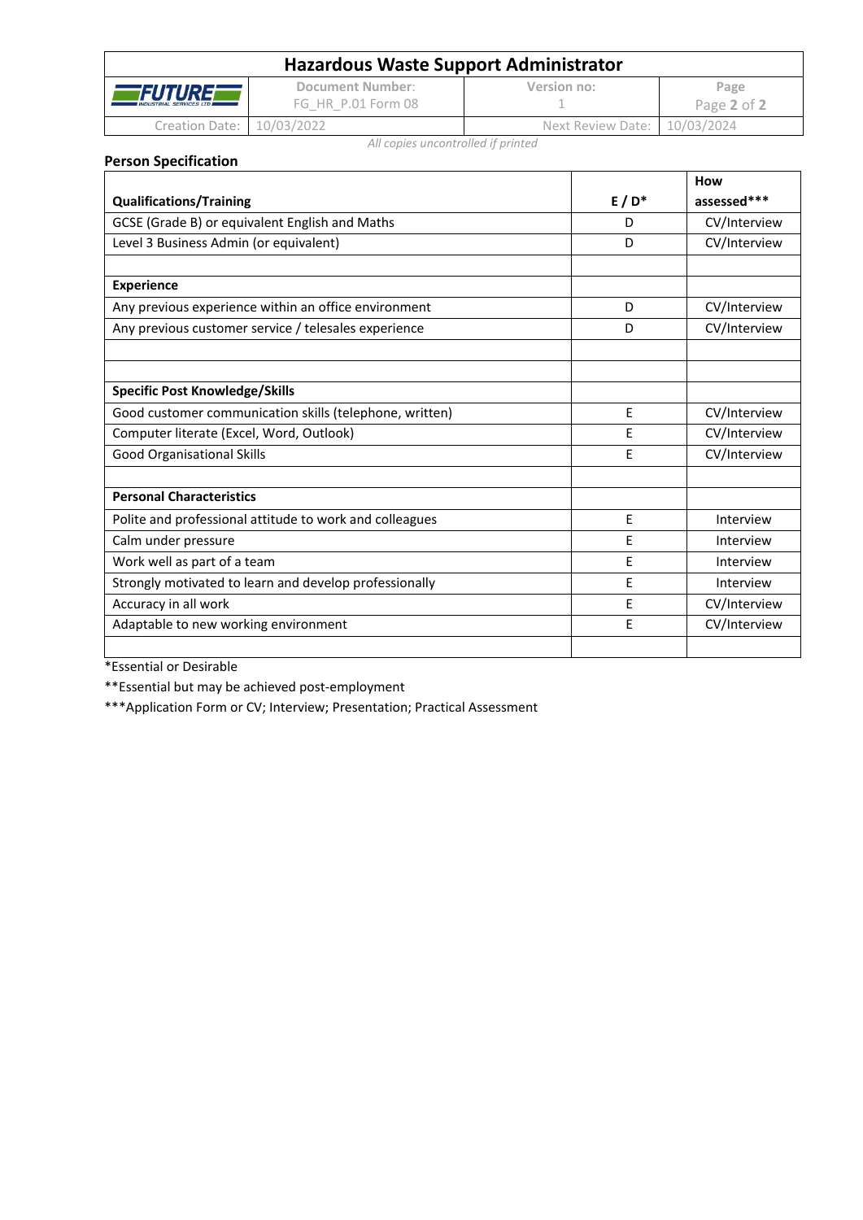## Person Specification

| Qualifications/Training | E / D* | How assessed*** |
|---|---|---|
| GCSE (Grade B) or equivalent English and Maths | D | CV/Interview |
| Level 3 Business Admin (or equivalent) | D | CV/Interview |
| | | |
| **Experience** | | |
| Any previous experience within an office environment | D | CV/Interview |
| Any previous customer service / telesales experience | D | CV/Interview |
| | | |
| | | |
| **Specific Post Knowledge/Skills** | | |
| Good customer communication skills (telephone, written) | E | CV/Interview |
| Computer literate (Excel, Word, Outlook) | E | CV/Interview |
| Good Organisational Skills | E | CV/Interview |
| | | |
| **Personal Characteristics** | | |
| Polite and professional attitude to work and colleagues | E | Interview |
| Calm under pressure | E | Interview |
| Work well as part of a team | E | Interview |
| Strongly motivated to learn and develop professionally | E | Interview |
| Accuracy in all work | E | CV/Interview |
| Adaptable to new working environment | E | CV/Interview |
| | | |

*Essential or Desirable

**Essential but may be achieved post-employment

***Application Form or CV; Interview; Presentation; Practical Assessment